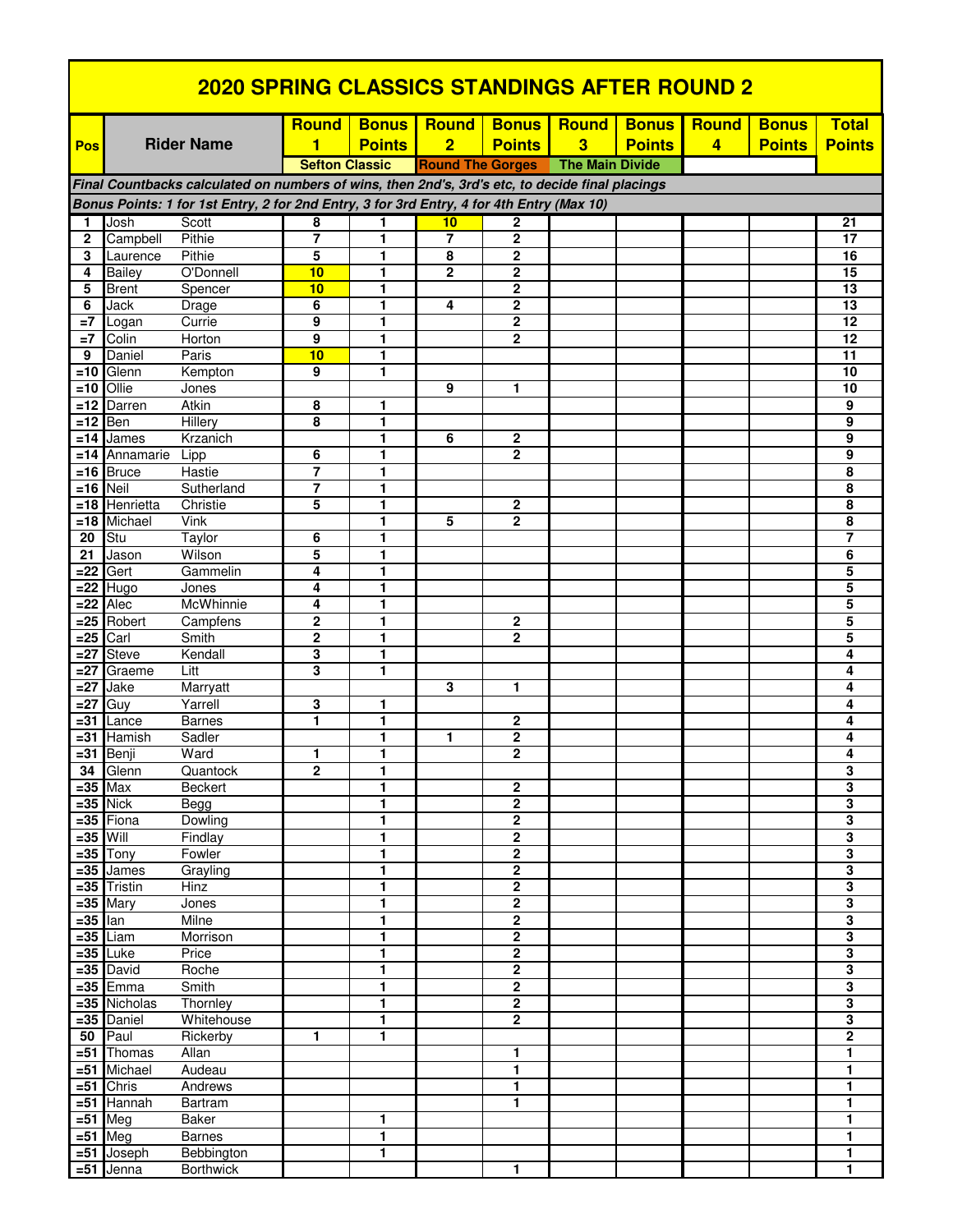# 2020 SPRING CLASSICS STANDINGS AFTER ROUND 2

| Pos | Rider Name | | Round 1 | Bonus Points | Round 2 | Bonus Points | Round 3 | Bonus Points | Round 4 | Bonus Points | Total Points |
|---|---|---|---|---|---|---|---|---|---|---|---|
| | | | Sefton Classic | | Round The Gorges | | The Main Divide | | | | |
| *Final Countbacks calculated on numbers of wins, then 2nd's, 3rd's etc, to decide final placings* | | | | | | | | | | | |
| *Bonus Points: 1 for 1st Entry, 2 for 2nd Entry, 3 for 3rd Entry, 4 for 4th Entry (Max 10)* | | | | | | | | | | | |
| 1 | Josh | Scott | 8 | 1 | 10 | 2 | | | | | 21 |
| 2 | Campbell | Pithie | 7 | 1 | 7 | 2 | | | | | 17 |
| 3 | Laurence | Pithie | 5 | 1 | 8 | 2 | | | | | 16 |
| 4 | Bailey | O'Donnell | 10 | 1 | 2 | 2 | | | | | 15 |
| 5 | Brent | Spencer | 10 | 1 | | 2 | | | | | 13 |
| 6 | Jack | Drage | 6 | 1 | 4 | 2 | | | | | 13 |
| =7 | Logan | Currie | 9 | 1 | | 2 | | | | | 12 |
| =7 | Colin | Horton | 9 | 1 | | 2 | | | | | 12 |
| 9 | Daniel | Paris | 10 | 1 | | | | | | | 11 |
| =10 | Glenn | Kempton | 9 | 1 | | | | | | | 10 |
| =10 | Ollie | Jones | | | 9 | 1 | | | | | 10 |
| =12 | Darren | Atkin | 8 | 1 | | | | | | | 9 |
| =12 | Ben | Hillery | 8 | 1 | | | | | | | 9 |
| =14 | James | Krzanich | | 1 | 6 | 2 | | | | | 9 |
| =14 | Annamarie | Lipp | 6 | 1 | | 2 | | | | | 9 |
| =16 | Bruce | Hastie | 7 | 1 | | | | | | | 8 |
| =16 | Neil | Sutherland | 7 | 1 | | | | | | | 8 |
| =18 | Henrietta | Christie | 5 | 1 | | 2 | | | | | 8 |
| =18 | Michael | Vink | | 1 | 5 | 2 | | | | | 8 |
| 20 | Stu | Taylor | 6 | 1 | | | | | | | 7 |
| 21 | Jason | Wilson | 5 | 1 | | | | | | | 6 |
| =22 | Gert | Gammelin | 4 | 1 | | | | | | | 5 |
| =22 | Hugo | Jones | 4 | 1 | | | | | | | 5 |
| =22 | Alec | McWhinnie | 4 | 1 | | | | | | | 5 |
| =25 | Robert | Campfens | 2 | 1 | | 2 | | | | | 5 |
| =25 | Carl | Smith | 2 | 1 | | 2 | | | | | 5 |
| =27 | Steve | Kendall | 3 | 1 | | | | | | | 4 |
| =27 | Graeme | Litt | 3 | 1 | | | | | | | 4 |
| =27 | Jake | Marryatt | | | 3 | 1 | | | | | 4 |
| =27 | Guy | Yarrell | 3 | 1 | | | | | | | 4 |
| =31 | Lance | Barnes | 1 | 1 | | 2 | | | | | 4 |
| =31 | Hamish | Sadler | | 1 | 1 | 2 | | | | | 4 |
| =31 | Benji | Ward | 1 | 1 | | 2 | | | | | 4 |
| 34 | Glenn | Quantock | 2 | 1 | | | | | | | 3 |
| =35 | Max | Beckert | | 1 | | 2 | | | | | 3 |
| =35 | Nick | Begg | | 1 | | 2 | | | | | 3 |
| =35 | Fiona | Dowling | | 1 | | 2 | | | | | 3 |
| =35 | Will | Findlay | | 1 | | 2 | | | | | 3 |
| =35 | Tony | Fowler | | 1 | | 2 | | | | | 3 |
| =35 | James | Grayling | | 1 | | 2 | | | | | 3 |
| =35 | Tristin | Hinz | | 1 | | 2 | | | | | 3 |
| =35 | Mary | Jones | | 1 | | 2 | | | | | 3 |
| =35 | Ian | Milne | | 1 | | 2 | | | | | 3 |
| =35 | Liam | Morrison | | 1 | | 2 | | | | | 3 |
| =35 | Luke | Price | | 1 | | 2 | | | | | 3 |
| =35 | David | Roche | | 1 | | 2 | | | | | 3 |
| =35 | Emma | Smith | | 1 | | 2 | | | | | 3 |
| =35 | Nicholas | Thornley | | 1 | | 2 | | | | | 3 |
| =35 | Daniel | Whitehouse | | 1 | | 2 | | | | | 3 |
| 50 | Paul | Rickerby | 1 | 1 | | | | | | | 2 |
| =51 | Thomas | Allan | | | | 1 | | | | | 1 |
| =51 | Michael | Audeau | | | | 1 | | | | | 1 |
| =51 | Chris | Andrews | | | | 1 | | | | | 1 |
| =51 | Hannah | Bartram | | | | 1 | | | | | 1 |
| =51 | Meg | Baker | | 1 | | | | | | | 1 |
| =51 | Meg | Barnes | | 1 | | | | | | | 1 |
| =51 | Joseph | Bebbington | | 1 | | | | | | | 1 |
| =51 | Jenna | Borthwick | | | | 1 | | | | | 1 |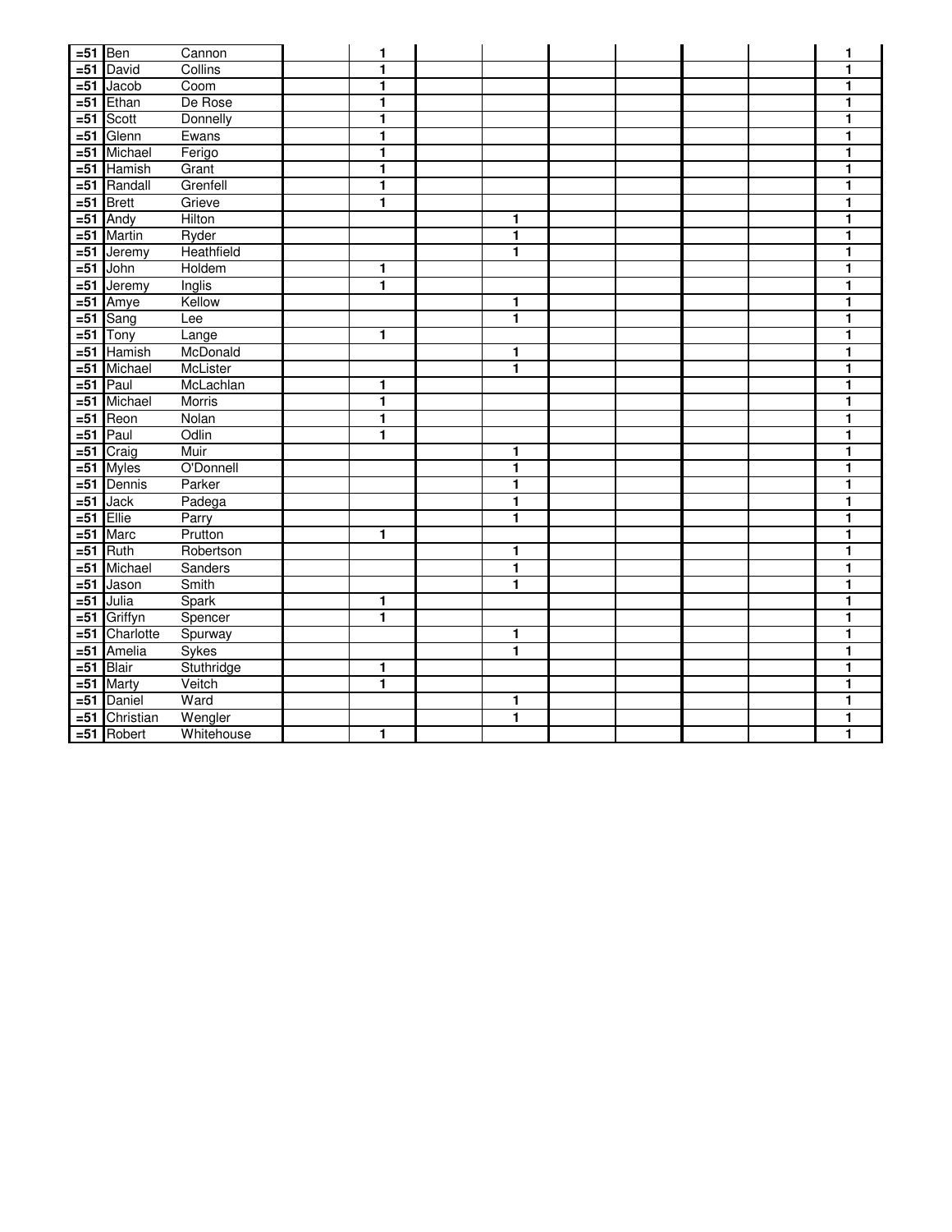| | | | | | | | | | | | |
|---|---|---|---|---|---|---|---|---|---|---|---|
| **=51** | Ben | Cannon | | **1** | | | | | | | **1** |
| **=51** | David | Collins | | **1** | | | | | | | **1** |
| **=51** | Jacob | Coom | | **1** | | | | | | | **1** |
| **=51** | Ethan | De Rose | | **1** | | | | | | | **1** |
| **=51** | Scott | Donnelly | | **1** | | | | | | | **1** |
| **=51** | Glenn | Ewans | | **1** | | | | | | | **1** |
| **=51** | Michael | Ferigo | | **1** | | | | | | | **1** |
| **=51** | Hamish | Grant | | **1** | | | | | | | **1** |
| **=51** | Randall | Grenfell | | **1** | | | | | | | **1** |
| **=51** | Brett | Grieve | | **1** | | | | | | | **1** |
| **=51** | Andy | Hilton | | | | **1** | | | | | **1** |
| **=51** | Martin | Ryder | | | | **1** | | | | | **1** |
| **=51** | Jeremy | Heathfield | | | | **1** | | | | | **1** |
| **=51** | John | Holdem | | **1** | | | | | | | **1** |
| **=51** | Jeremy | Inglis | | **1** | | | | | | | **1** |
| **=51** | Amye | Kellow | | | | **1** | | | | | **1** |
| **=51** | Sang | Lee | | | | **1** | | | | | **1** |
| **=51** | Tony | Lange | | **1** | | | | | | | **1** |
| **=51** | Hamish | McDonald | | | | **1** | | | | | **1** |
| **=51** | Michael | McLister | | | | **1** | | | | | **1** |
| **=51** | Paul | McLachlan | | **1** | | | | | | | **1** |
| **=51** | Michael | Morris | | **1** | | | | | | | **1** |
| **=51** | Reon | Nolan | | **1** | | | | | | | **1** |
| **=51** | Paul | Odlin | | **1** | | | | | | | **1** |
| **=51** | Craig | Muir | | | | **1** | | | | | **1** |
| **=51** | Myles | O'Donnell | | | | **1** | | | | | **1** |
| **=51** | Dennis | Parker | | | | **1** | | | | | **1** |
| **=51** | Jack | Padega | | | | **1** | | | | | **1** |
| **=51** | Ellie | Parry | | | | **1** | | | | | **1** |
| **=51** | Marc | Prutton | | **1** | | | | | | | **1** |
| **=51** | Ruth | Robertson | | | | **1** | | | | | **1** |
| **=51** | Michael | Sanders | | | | **1** | | | | | **1** |
| **=51** | Jason | Smith | | | | **1** | | | | | **1** |
| **=51** | Julia | Spark | | **1** | | | | | | | **1** |
| **=51** | Griffyn | Spencer | | **1** | | | | | | | **1** |
| **=51** | Charlotte | Spurway | | | | **1** | | | | | **1** |
| **=51** | Amelia | Sykes | | | | **1** | | | | | **1** |
| **=51** | Blair | Stuthridge | | **1** | | | | | | | **1** |
| **=51** | Marty | Veitch | | **1** | | | | | | | **1** |
| **=51** | Daniel | Ward | | | | **1** | | | | | **1** |
| **=51** | Christian | Wengler | | | | **1** | | | | | **1** |
| **=51** | Robert | Whitehouse | | **1** | | | | | | | **1** |